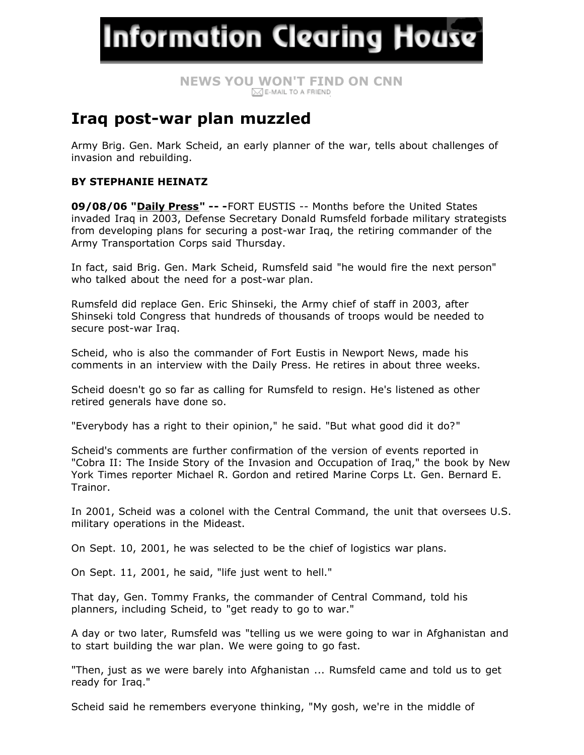# Information Clearing House

NEWS YOU WON'T FIND ON CNN

E-MAIL TO A FRIEND

## Iraq post-war plan muzzled

Army Brig. Gen. Mark Scheid, an early planner of the war, tells about challenges of invasion and rebuilding.

**BY STEPHANIE HEINATZ**

**09/08/06 "Daily Press" -- -**FORT EUSTIS -- Months before the United States invaded Iraq in 2003, Defense Secretary Donald Rumsfeld forbade military strategists from developing plans for securing a post-war Iraq, the retiring commander of the Army Transportation Corps said Thursday.

In fact, said Brig. Gen. Mark Scheid, Rumsfeld said "he would fire the next person" who talked about the need for a post-war plan.

Rumsfeld did replace Gen. Eric Shinseki, the Army chief of staff in 2003, after Shinseki told Congress that hundreds of thousands of troops would be needed to secure post-war Iraq.

Scheid, who is also the commander of Fort Eustis in Newport News, made his comments in an interview with the Daily Press. He retires in about three weeks.

Scheid doesn't go so far as calling for Rumsfeld to resign. He's listened as other retired generals have done so.

"Everybody has a right to their opinion," he said. "But what good did it do?"

Scheid's comments are further confirmation of the version of events reported in "Cobra II: The Inside Story of the Invasion and Occupation of Iraq," the book by New York Times reporter Michael R. Gordon and retired Marine Corps Lt. Gen. Bernard E. Trainor.

In 2001, Scheid was a colonel with the Central Command, the unit that oversees U.S. military operations in the Mideast.

On Sept. 10, 2001, he was selected to be the chief of logistics war plans.

On Sept. 11, 2001, he said, "life just went to hell."

That day, Gen. Tommy Franks, the commander of Central Command, told his planners, including Scheid, to "get ready to go to war."

A day or two later, Rumsfeld was "telling us we were going to war in Afghanistan and to start building the war plan. We were going to go fast.

"Then, just as we were barely into Afghanistan ... Rumsfeld came and told us to get ready for Iraq."

Scheid said he remembers everyone thinking, "My gosh, we're in the middle of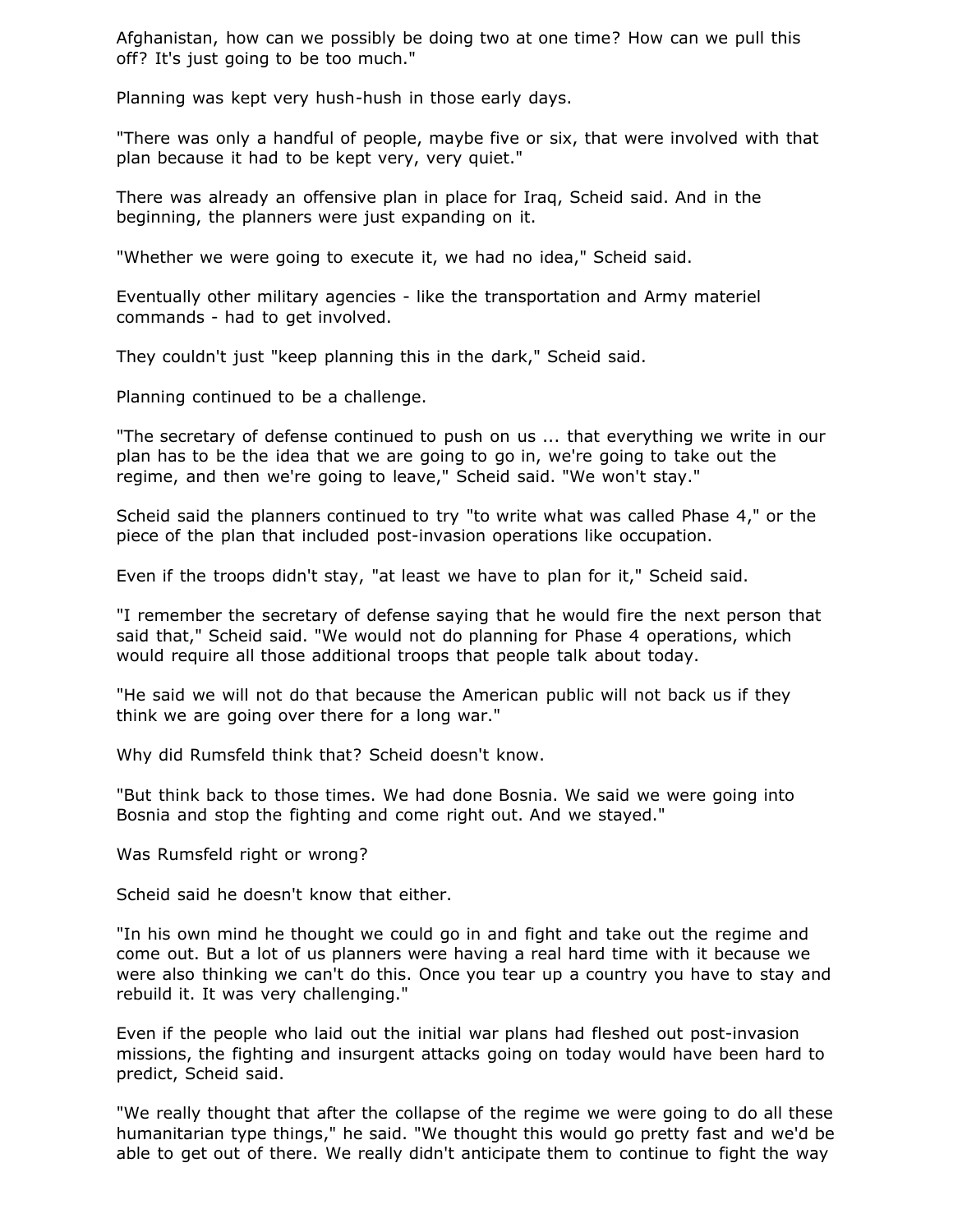Afghanistan, how can we possibly be doing two at one time? How can we pull this off? It's just going to be too much."

Planning was kept very hush-hush in those early days.

"There was only a handful of people, maybe five or six, that were involved with that plan because it had to be kept very, very quiet."

There was already an offensive plan in place for Iraq, Scheid said. And in the beginning, the planners were just expanding on it.

"Whether we were going to execute it, we had no idea," Scheid said.

Eventually other military agencies - like the transportation and Army materiel commands - had to get involved.

They couldn't just "keep planning this in the dark," Scheid said.

Planning continued to be a challenge.

"The secretary of defense continued to push on us ... that everything we write in our plan has to be the idea that we are going to go in, we're going to take out the regime, and then we're going to leave," Scheid said. "We won't stay."

Scheid said the planners continued to try "to write what was called Phase 4," or the piece of the plan that included post-invasion operations like occupation.

Even if the troops didn't stay, "at least we have to plan for it," Scheid said.

"I remember the secretary of defense saying that he would fire the next person that said that," Scheid said. "We would not do planning for Phase 4 operations, which would require all those additional troops that people talk about today.

"He said we will not do that because the American public will not back us if they think we are going over there for a long war."

Why did Rumsfeld think that? Scheid doesn't know.

"But think back to those times. We had done Bosnia. We said we were going into Bosnia and stop the fighting and come right out. And we stayed."

Was Rumsfeld right or wrong?

Scheid said he doesn't know that either.

"In his own mind he thought we could go in and fight and take out the regime and come out. But a lot of us planners were having a real hard time with it because we were also thinking we can't do this. Once you tear up a country you have to stay and rebuild it. It was very challenging."

Even if the people who laid out the initial war plans had fleshed out post-invasion missions, the fighting and insurgent attacks going on today would have been hard to predict, Scheid said.

"We really thought that after the collapse of the regime we were going to do all these humanitarian type things," he said. "We thought this would go pretty fast and we'd be able to get out of there. We really didn't anticipate them to continue to fight the way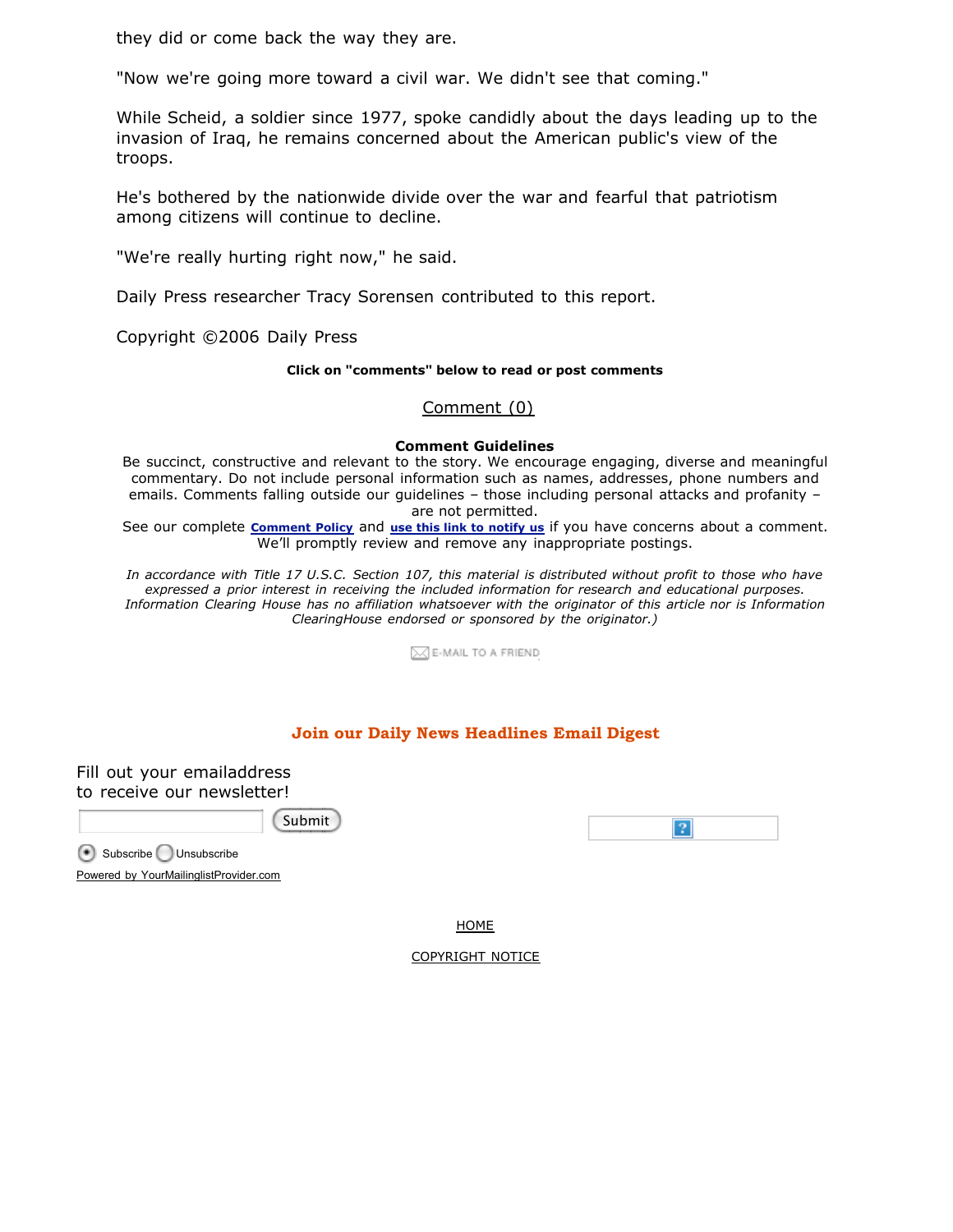they did or come back the way they are.

"Now we're going more toward a civil war. We didn't see that coming."

While Scheid, a soldier since 1977, spoke candidly about the days leading up to the invasion of Iraq, he remains concerned about the American public's view of the troops.

He's bothered by the nationwide divide over the war and fearful that patriotism among citizens will continue to decline.

"We're really hurting right now," he said.

Daily Press researcher Tracy Sorensen contributed to this report.

Copyright ©2006 Daily Press

**Click on "comments" below to read or post comments**

Comment (0)

**Comment Guidelines**

Be succinct, constructive and relevant to the story. We encourage engaging, diverse and meaningful commentary. Do not include personal information such as names, addresses, phone numbers and emails. Comments falling outside our guidelines – those including personal attacks and profanity – are not permitted.

See our complete **Comment Policy** and **use this link to notify us** if you have concerns about a comment. We'll promptly review and remove any inappropriate postings.

*In accordance with Title 17 U.S.C. Section 107, this material is distributed without profit to those who have expressed a prior interest in receiving the included information for research and educational purposes. Information Clearing House has no affiliation whatsoever with the originator of this article nor is Information ClearingHouse endorsed or sponsored by the originator.)*

E-MAIL TO A FRIEND

**Join our Daily News Headlines Email Digest**

Fill out your emailaddress
to receive our newsletter!

Submit

Subscribe Unsubscribe

Powered by YourMailinglistProvider.com

HOME

COPYRIGHT NOTICE